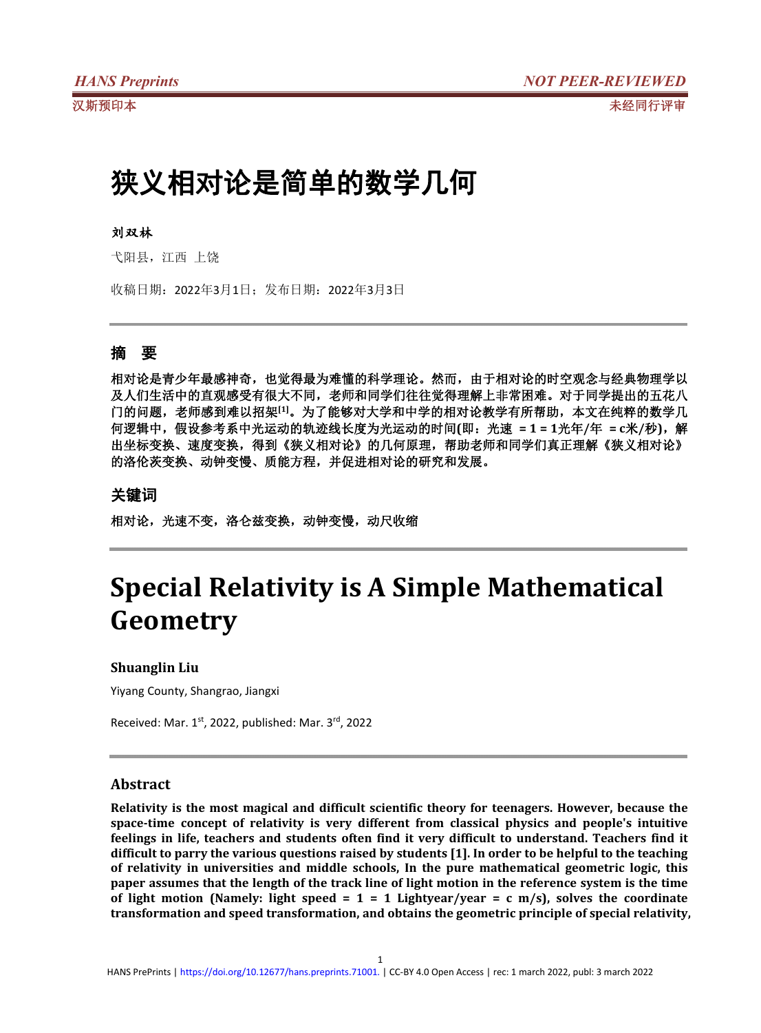# 狭义相对论是简单的数学几何

**刘双林**

弋阳县，江西 上饶

收稿日期：2022年3月1日；发布日期：2022年3月3日

---

## 摘　要

**相对论是青少年最感神奇，也觉得最为难懂的科学理论。然而，由于相对论的时空观念与经典物理学以及人们生活中的直观感受有很大不同，老师和同学们往往觉得理解上非常困难。对于同学提出的五花八门的问题，老师感到难以招架[1]。为了能够对大学和中学的相对论教学有所帮助，本文在纯粹的数学几何逻辑中，假设参考系中光运动的轨迹线长度为光运动的时间(即：光速 = 1 = 1光年/年 = c米/秒)，解出坐标变换、速度变换，得到《狭义相对论》的几何原理，帮助老师和同学们真正理解《狭义相对论》的洛伦茨变换、动钟变慢、质能方程，并促进相对论的研究和发展。**

## 关键词

**相对论，光速不变，洛仑兹变换，动钟变慢，动尺收缩**

---

# Special Relativity is A Simple Mathematical Geometry

**Shuanglin Liu**

Yiyang County, Shangrao, Jiangxi

Received: Mar. 1st, 2022, published: Mar. 3rd, 2022

---

## Abstract

**Relativity is the most magical and difficult scientific theory for teenagers. However, because the space-time concept of relativity is very different from classical physics and people's intuitive feelings in life, teachers and students often find it very difficult to understand. Teachers find it difficult to parry the various questions raised by students [1]. In order to be helpful to the teaching of relativity in universities and middle schools, In the pure mathematical geometric logic, this paper assumes that the length of the track line of light motion in the reference system is the time of light motion (Namely: light speed = 1 = 1 Lightyear/year = c m/s), solves the coordinate transformation and speed transformation, and obtains the geometric principle of special relativity,**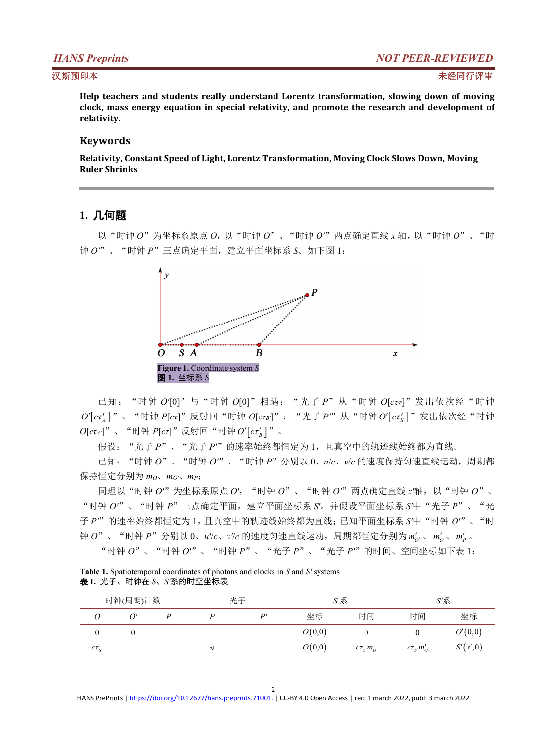**Help teachers and students really understand Lorentz transformation, slowing down of moving clock, mass energy equation in special relativity, and promote the research and development of relativity.**

## Keywords

**Relativity, Constant Speed of Light, Lorentz Transformation, Moving Clock Slows Down, Moving Ruler Shrinks**

---

## 1. 几何题

以"时钟 $O$"为坐标系原点 $O$，以"时钟 $O$"、"时钟 $O'$"两点确定直线 $x$ 轴，以"时钟 $O$"、"时钟 $O'$"、"时钟 $P$"三点确定平面，建立平面坐标系 $S$。如下图 1：

**Figure 1.** Coordinate system $S$
**图 1.** 坐标系 $S$

已知："时钟 $O'[0]$"与"时钟 $O[0]$"相遇；"光子 $P$"从"时钟 $O[c\tau_{S'}]$"发出依次经"时钟 $O'[c\tau'_A]$"、"时钟 $P[c\tau]$"反射回"时钟 $O[c\tau_{B'}]$"；"光子 $P'$"从"时钟 $O'[c\tau'_S]$"发出依次经"时钟 $O[c\tau_{A'}]$"、"时钟 $P[c\tau]$"反射回"时钟 $O'[c\tau'_B]$"。

假设："光子 $P$"、"光子 $P'$"的速率始终都恒定为 1，且真空中的轨迹线始终都为直线。

已知："时钟 $O$"、"时钟 $O'$"、"时钟 $P$"分别以 0、$u/c$、$v/c$ 的速度保持匀速直线运动，周期都保持恒定分别为 $m_O$、$m_{O'}$、$m_P$；

同理以"时钟 $O'$"为坐标系原点 $O'$，"时钟 $O$"、"时钟 $O'$"两点确定直线 $x'$轴，以"时钟 $O$"、"时钟 $O'$"、"时钟 $P$"三点确定平面，建立平面坐标系 $S'$。并假设平面坐标系 $S'$中"光子 $P$"、"光子 $P'$"的速率始终都恒定为 1，且真空中的轨迹线始终都为直线；已知平面坐标系 $S'$中"时钟 $O'$"、"时钟 $O$"、"时钟 $P$"分别以 0、$u'/c$、$v'/c$ 的速度匀速直线运动，周期都恒定分别为 $m'_{O'}$、$m'_O$、$m'_P$。

"时钟 $O$"、"时钟 $O'$"、"时钟 $P$"、"光子 $P$"、"光子 $P'$"的时间、空间坐标如下表 1：

**Table 1.** Spatiotemporal coordinates of photons and clocks in $S$ and $S'$ systems
**表 1.** 光子、时钟在 $S$、$S'$系的时空坐标表

| 时钟(周期)计数 | | | 光子 | | $S$ 系 | | $S'$系 | |
|---|---|---|---|---|---|---|---|---|
| $O$ | $O'$ | $P$ | $P$ | $P'$ | 坐标 | 时间 | 时间 | 坐标 |
| 0 | 0 | | | | $O(0,0)$ | 0 | 0 | $O'(0,0)$ |
| $c\tau_{S'}$ | | | √ | | $O(0,0)$ | $c\tau_{S'}m_O$ | $c\tau_{S'}m'_O$ | $S'(s',0)$ |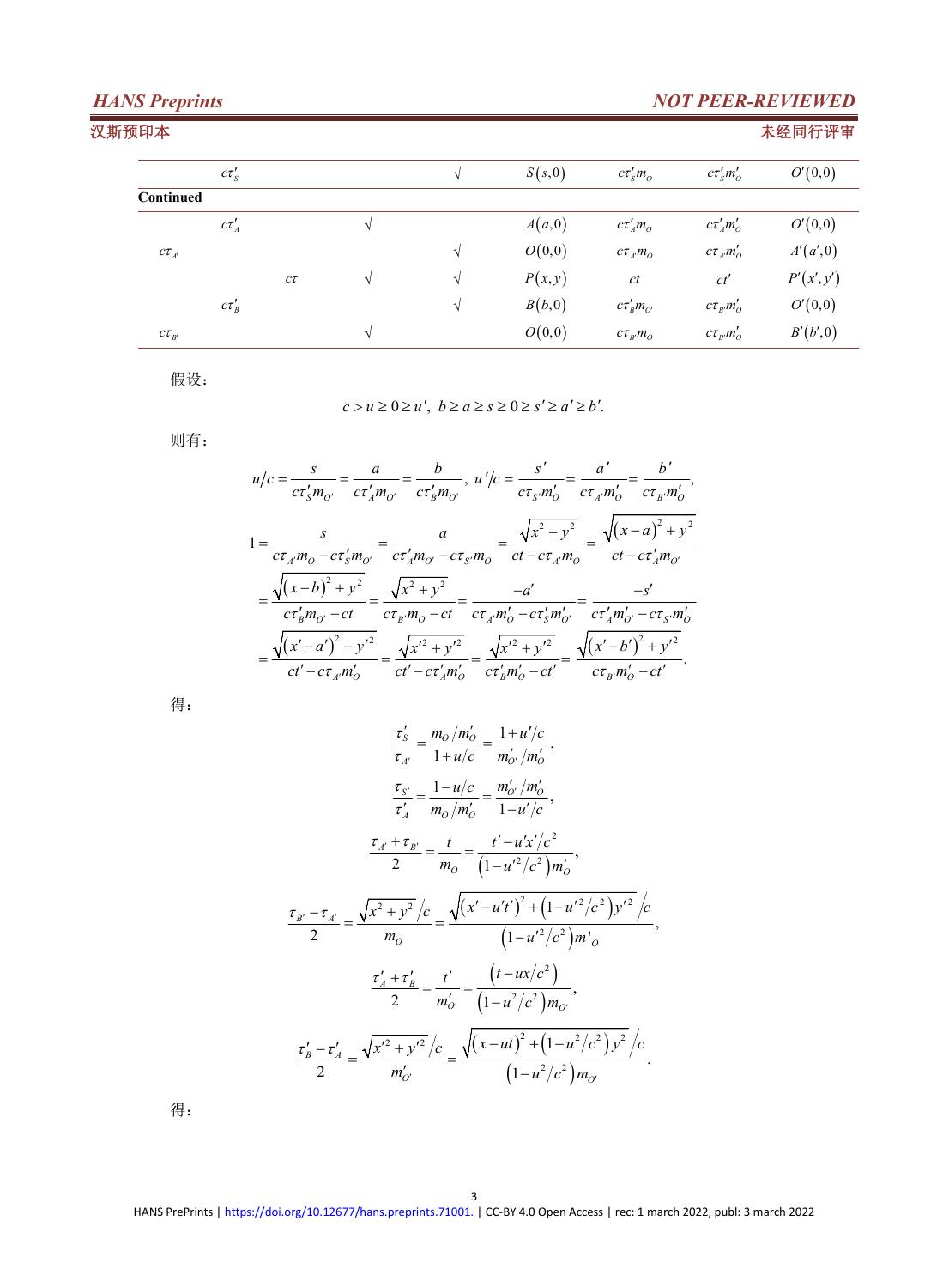| | | | | | | | | |
|---|---|---|---|---|---|---|---|---|
| | $c\tau'_S$ | | | √ | $S(s,0)$ | $c\tau'_S m_O$ | $c\tau'_S m'_O$ | $O'(0,0)$ |
| **Continued** | | | | | | | | |
| | $c\tau'_A$ | | √ | | $A(a,0)$ | $c\tau'_A m_O$ | $c\tau'_A m'_O$ | $O'(0,0)$ |
| $c\tau_{A'}$ | | | | √ | $O(0,0)$ | $c\tau_{A'} m_O$ | $c\tau_{A'} m'_O$ | $A'(a',0)$ |
| | | $c\tau$ | √ | √ | $P(x,y)$ | $ct$ | $ct'$ | $P'(x',y')$ |
| | $c\tau'_B$ | | | √ | $B(b,0)$ | $c\tau'_B m_{O'}$ | $c\tau_{B'} m'_O$ | $O'(0,0)$ |
| $c\tau_{B'}$ | | | √ | | $O(0,0)$ | $c\tau_{B'} m_O$ | $c\tau_{B'} m'_O$ | $B'(b',0)$ |

假设：

$$c > u \ge 0 \ge u',\ b \ge a \ge s \ge 0 \ge s' \ge a' \ge b'.$$

则有：

$$u/c = \frac{s}{c\tau'_S m_{O'}} = \frac{a}{c\tau'_A m_{O'}} = \frac{b}{c\tau'_B m_{O'}},\ u'/c = \frac{s'}{c\tau_{S'} m'_O} = \frac{a'}{c\tau_{A'} m'_O} = \frac{b'}{c\tau_{B'} m'_O},$$

$$\begin{aligned}
1 &= \frac{s}{c\tau_{A'} m_O - c\tau'_S m_{O'}} = \frac{a}{c\tau'_A m_{O'} - c\tau_{S'} m_O} = \frac{\sqrt{x^2+y^2}}{ct - c\tau_{A'} m_O} = \frac{\sqrt{(x-a)^2+y^2}}{ct - c\tau'_A m_{O'}} \\
&= \frac{\sqrt{(x-b)^2+y^2}}{c\tau'_B m_{O'} - ct} = \frac{\sqrt{x^2+y^2}}{c\tau_{B'} m_O - ct} = \frac{-a'}{c\tau_{A'} m'_O - c\tau'_S m'_{O'}} = \frac{-s'}{c\tau'_A m'_{O'} - c\tau_{S'} m'_O} \\
&= \frac{\sqrt{(x'-a')^2+y'^2}}{ct' - c\tau_{A'} m'_O} = \frac{\sqrt{x'^2+y'^2}}{ct' - c\tau'_A m'_O} = \frac{\sqrt{x'^2+y'^2}}{c\tau'_B m'_O - ct'} = \frac{\sqrt{(x'-b')^2+y'^2}}{c\tau_{B'} m'_O - ct'}.
\end{aligned}$$

得：

$$\frac{\tau'_S}{\tau_{A'}} = \frac{m_O/m'_O}{1+u/c} = \frac{1+u'/c}{m'_{O'}/m'_O},$$

$$\frac{\tau_{S'}}{\tau'_A} = \frac{1-u/c}{m_O/m'_O} = \frac{m'_{O'}/m'_O}{1-u'/c},$$

$$\frac{\tau_{A'}+\tau_{B'}}{2} = \frac{t}{m_O} = \frac{t'-u'x'/c^2}{\left(1-u'^2/c^2\right)m'_O},$$

$$\frac{\tau_{B'}-\tau_{A'}}{2} = \frac{\sqrt{x^2+y^2}\Big/c}{m_O} = \frac{\sqrt{(x'-u't')^2+\left(1-u'^2/c^2\right)y'^2}\Big/c}{\left(1-u'^2/c^2\right)m'_O},$$

$$\frac{\tau'_A+\tau'_B}{2} = \frac{t'}{m'_{O'}} = \frac{\left(t-ux/c^2\right)}{\left(1-u^2/c^2\right)m_{O'}},$$

$$\frac{\tau'_B-\tau'_A}{2} = \frac{\sqrt{x'^2+y'^2}\Big/c}{m'_{O'}} = \frac{\sqrt{(x-ut)^2+\left(1-u^2/c^2\right)y^2}\Big/c}{\left(1-u^2/c^2\right)m_{O'}}.$$

得：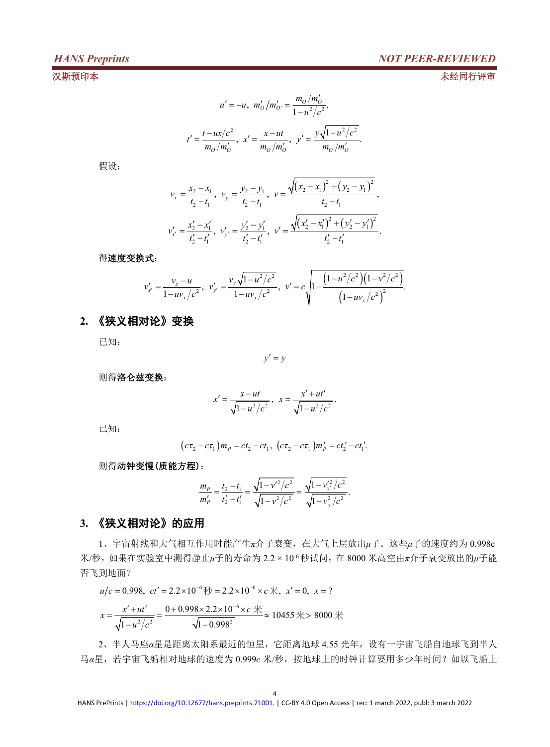$$u' = -u,\ m'_O/m'_{O'} = \frac{m_O/m'_O}{1-u^2/c^2},$$

$$t' = \frac{t - ux/c^2}{m_O/m'_O},\ x' = \frac{x - ut}{m_O/m'_O},\ y' = \frac{y\sqrt{1-u^2/c^2}}{m_O/m'_O}.$$

假设：

$$v_x = \frac{x_2 - x_1}{t_2 - t_1},\ v_y = \frac{y_2 - y_1}{t_2 - t_1},\ v = \frac{\sqrt{(x_2 - x_1)^2 + (y_2 - y_1)^2}}{t_2 - t_1},$$

$$v'_{x'} = \frac{x'_2 - x'_1}{t'_2 - t'_1},\ v'_{y'} = \frac{y'_2 - y'_1}{t'_2 - t'_1},\ v' = \frac{\sqrt{(x'_2 - x'_1)^2 + (y'_2 - y'_1)^2}}{t'_2 - t'_1}.$$

得**速度变换式**：

$$v'_{x'} = \frac{v_x - u}{1 - uv_x/c^2},\ v'_{y'} = \frac{v_y\sqrt{1-u^2/c^2}}{1 - uv_x/c^2},\ v' = c\sqrt{1 - \frac{(1-u^2/c^2)(1-v^2/c^2)}{(1-uv_x/c^2)^2}}.$$

## 2. 《狭义相对论》变换

已知：

$$y' = y$$

则得**洛仑兹变换**：

$$x' = \frac{x - ut}{\sqrt{1-u^2/c^2}},\ x = \frac{x' + ut'}{\sqrt{1-u^2/c^2}}.$$

已知：

$$(c\tau_2 - c\tau_1)m_P = ct_2 - ct_1,\ (c\tau_2 - c\tau_1)m'_P = ct'_2 - ct'_1.$$

则得**动钟变慢(质能方程)**：

$$\frac{m_P}{m'_P} = \frac{t_2 - t_1}{t'_2 - t'_1} = \frac{\sqrt{1-v'^2/c^2}}{\sqrt{1-v^2/c^2}} = \frac{\sqrt{1-v'^2_{x'}/c^2}}{\sqrt{1-v_x^2/c^2}}.$$

## 3. 《狭义相对论》的应用

1、宇宙射线和大气相互作用时能产生$\pi$介子衰变，在大气上层放出$\mu$子。这些$\mu$子的速度约为 0.998c 米/秒，如果在实验室中测得静止$\mu$子的寿命为 $2.2 \times 10^{-6}$ 秒试问，在 8000 米高空由$\pi$介子衰变放出的$\mu$子能否飞到地面？

$u/c = 0.998,\ ct' = 2.2\times10^{-6}\text{秒} = 2.2\times10^{-6}\times c\ \text{米},\ x' = 0,\ x = ?$

$$x = \frac{x' + ut'}{\sqrt{1-u^2/c^2}} = \frac{0 + 0.998\times2.2\times10^{-6}\times c\ \text{米}}{\sqrt{1-0.998^2}} \approx 10455\ \text{米} > 8000\ \text{米}$$

2、半人马座$\alpha$星是距离太阳系最近的恒星，它距离地球 4.55 光年，设有一宇宙飞船自地球飞到半人马$\alpha$星，若宇宙飞船相对地球的速度为 0.999$c$ 米/秒，按地球上的时钟计算要用多少年时间？如以飞船上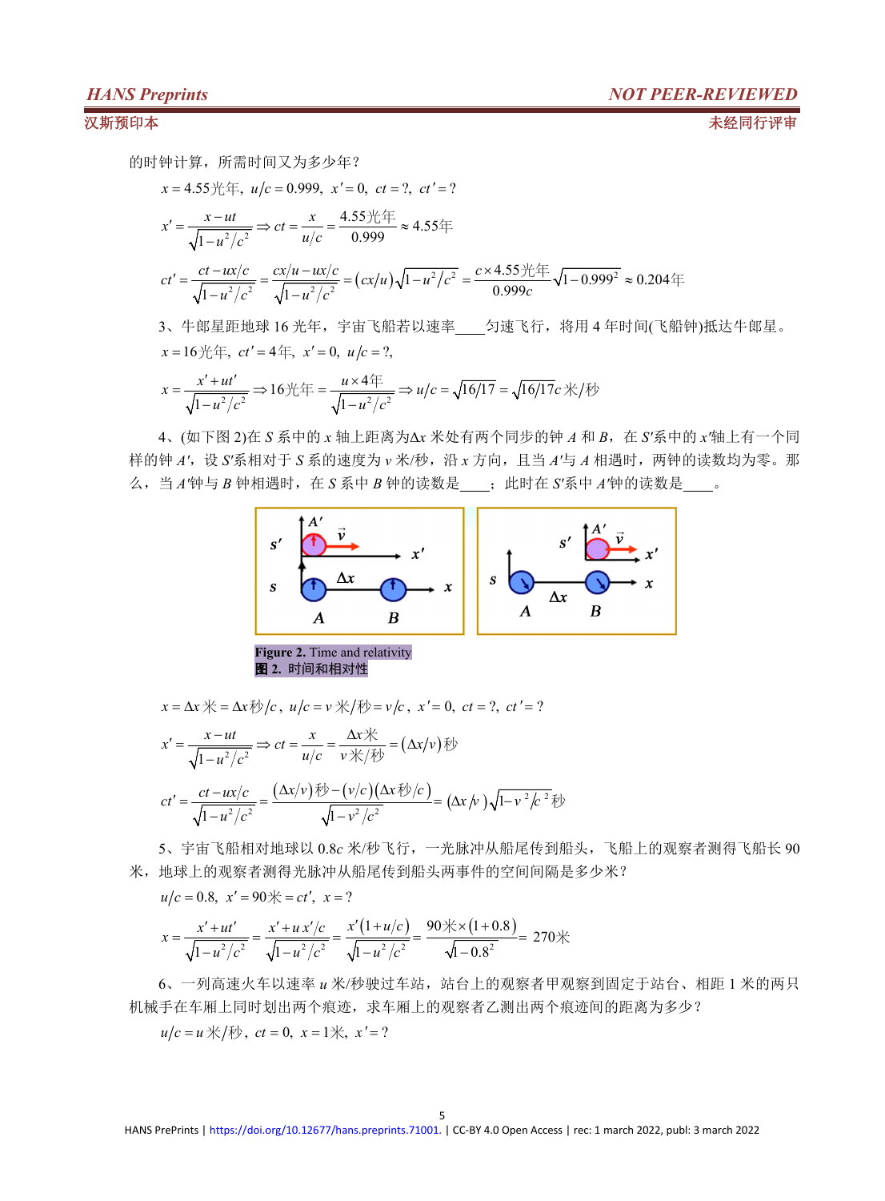的时钟计算，所需时间又为多少年？

$x = 4.55$光年，$u/c = 0.999$，$x' = 0$，$ct = ?$，$ct' = ?$

$$x' = \frac{x - ut}{\sqrt{1 - u^2/c^2}} \Rightarrow ct = \frac{x}{u/c} = \frac{4.55\text{光年}}{0.999} \approx 4.55\text{年}$$

$$ct' = \frac{ct - ux/c}{\sqrt{1 - u^2/c^2}} = \frac{cx/u - ux/c}{\sqrt{1 - u^2/c^2}} = (cx/u)\sqrt{1 - u^2/c^2} = \frac{c \times 4.55\text{光年}}{0.999c}\sqrt{1 - 0.999^2} \approx 0.204\text{年}$$

3、牛郎星距地球16光年，宇宙飞船若以速率____匀速飞行，将用4年时间(飞船钟)抵达牛郎星。

$x = 16$光年，$ct' = 4$年，$x' = 0$，$u/c = ?$，

$$x = \frac{x' + ut'}{\sqrt{1 - u^2/c^2}} \Rightarrow 16\text{光年} = \frac{u \times 4\text{年}}{\sqrt{1 - u^2/c^2}} \Rightarrow u/c = \sqrt{16/17} = \sqrt{16/17}c\text{米/秒}$$

4、(如下图2)在$S$系中的$x$轴上距离为$\Delta x$米处有两个同步的钟$A$和$B$，在$S'$系中的$x'$轴上有一个同样的钟$A'$，设$S'$系相对于$S$系的速度为$v$米/秒，沿$x$方向，且当$A'$与$A$相遇时，两钟的读数均为零。那么，当$A'$钟与$B$钟相遇时，在$S$系中$B$钟的读数是____；此时在$S'$系中$A'$钟的读数是____。

**Figure 2.** Time and relativity
**图2.** 时间和相对性

$x = \Delta x$米$= \Delta x$秒$/c$，$u/c = v$米/秒$= v/c$，$x' = 0$，$ct = ?$，$ct' = ?$

$$x' = \frac{x - ut}{\sqrt{1 - u^2/c^2}} \Rightarrow ct = \frac{x}{u/c} = \frac{\Delta x\text{米}}{v\text{米/秒}} = (\Delta x/v)\text{秒}$$

$$ct' = \frac{ct - ux/c}{\sqrt{1 - u^2/c^2}} = \frac{(\Delta x/v)\text{秒} - (v/c)(\Delta x\text{秒}/c)}{\sqrt{1 - v^2/c^2}} = (\Delta x/v)\sqrt{1 - v^2/c^2}\text{秒}$$

5、宇宙飞船相对地球以$0.8c$米/秒飞行，一光脉冲从船尾传到船头，飞船上的观察者测得飞船长90米，地球上的观察者测得光脉冲从船尾传到船头两事件的空间间隔是多少米？

$u/c = 0.8$，$x' = 90\text{米} = ct'$，$x = ?$

$$x = \frac{x' + ut'}{\sqrt{1 - u^2/c^2}} = \frac{x' + u\,x'/c}{\sqrt{1 - u^2/c^2}} = \frac{x'(1 + u/c)}{\sqrt{1 - u^2/c^2}} = \frac{90\text{米} \times (1 + 0.8)}{\sqrt{1 - 0.8^2}} = 270\text{米}$$

6、一列高速火车以速率$u$米/秒驶过车站，站台上的观察者甲观察到固定于站台、相距1米的两只机械手在车厢上同时划出两个痕迹，求车厢上的观察者乙测出两个痕迹间的距离为多少？

$u/c = u$米/秒，$ct = 0$，$x = 1$米，$x' = ?$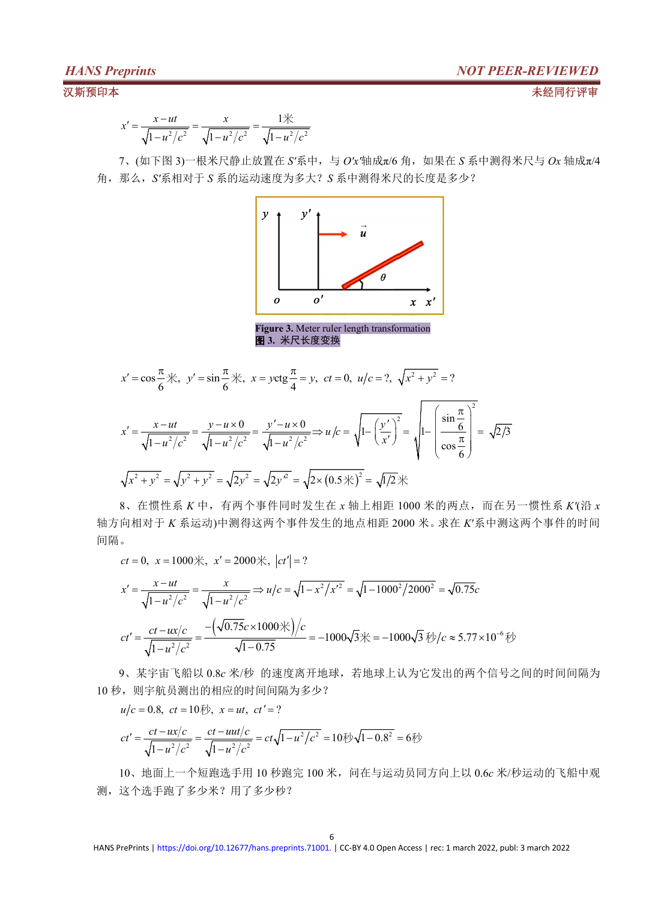$$x' = \frac{x-ut}{\sqrt{1-u^2/c^2}} = \frac{x}{\sqrt{1-u^2/c^2}} = \frac{1\text{米}}{\sqrt{1-u^2/c^2}}$$

7、(如下图 3)一根米尺静止放置在 $S'$系中，与 $O'x'$轴成$\pi/6$ 角，如果在 $S$ 系中测得米尺与 $Ox$ 轴成$\pi/4$ 角，那么，$S'$系相对于 $S$ 系的运动速度为多大？$S$ 系中测得米尺的长度是多少？

**Figure 3.** Meter ruler length transformation
**图 3.** 米尺长度变换

$$x' = \cos\frac{\pi}{6}\text{米},\ y' = \sin\frac{\pi}{6}\text{米},\ x = y\text{ctg}\frac{\pi}{4} = y,\ ct = 0,\ u/c = ?,\ \sqrt{x^2+y^2} = ?$$

$$x' = \frac{x-ut}{\sqrt{1-u^2/c^2}} = \frac{y-u\times 0}{\sqrt{1-u^2/c^2}} = \frac{y'-u\times 0}{\sqrt{1-u^2/c^2}} \Rightarrow u/c = \sqrt{1-\left(\frac{y'}{x'}\right)^2} = \sqrt{1-\left(\frac{\sin\frac{\pi}{6}}{\cos\frac{\pi}{6}}\right)^2} = \sqrt{2/3}$$

$$\sqrt{x^2+y^2} = \sqrt{y^2+y^2} = \sqrt{2y^2} = \sqrt{2y'^2} = \sqrt{2\times(0.5\text{米})^2} = \sqrt{1/2}\text{米}$$

8、在惯性系 $K$ 中，有两个事件同时发生在 $x$ 轴上相距 1000 米的两点，而在另一惯性系 $K'$(沿 $x$ 轴方向相对于 $K$ 系运动)中测得这两个事件发生的地点相距 2000 米。求在 $K'$系中测这两个事件的时间间隔。

$$ct = 0,\ x = 1000\text{米},\ x' = 2000\text{米},\ |ct'| = ?$$

$$x' = \frac{x-ut}{\sqrt{1-u^2/c^2}} = \frac{x}{\sqrt{1-u^2/c^2}} \Rightarrow u/c = \sqrt{1-x^2/x'^2} = \sqrt{1-1000^2/2000^2} = \sqrt{0.75}c$$

$$ct' = \frac{ct-ux/c}{\sqrt{1-u^2/c^2}} = \frac{-\left(\sqrt{0.75}c\times 1000\text{米}\right)/c}{\sqrt{1-0.75}} = -1000\sqrt{3}\text{米} = -1000\sqrt{3}\text{秒}/c \approx 5.77\times 10^{-6}\text{秒}$$

9、某宇宙飞船以 $0.8c$ 米/秒 的速度离开地球，若地球上认为它发出的两个信号之间的时间间隔为 10 秒，则宇航员测出的相应的时间间隔为多少？

$$u/c = 0.8,\ ct = 10\text{秒},\ x = ut,\ ct' = ?$$

$$ct' = \frac{ct-ux/c}{\sqrt{1-u^2/c^2}} = \frac{ct-uut/c}{\sqrt{1-u^2/c^2}} = ct\sqrt{1-u^2/c^2} = 10\text{秒}\sqrt{1-0.8^2} = 6\text{秒}$$

10、地面上一个短跑选手用 10 秒跑完 100 米，问在与运动员同方向上以 $0.6c$ 米/秒运动的飞船中观测，这个选手跑了多少米？用了多少秒？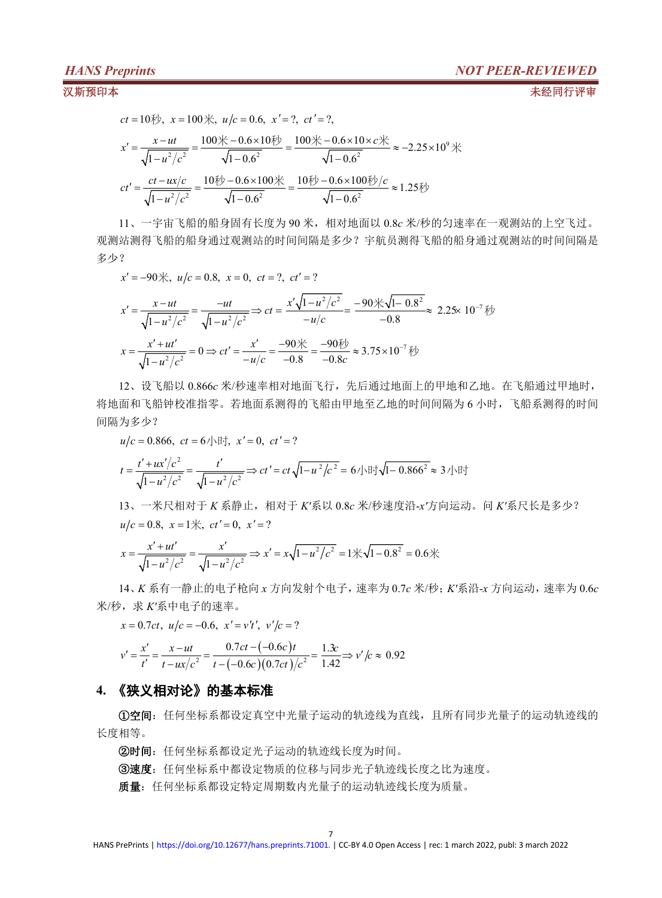$ct = 10\text{秒},\ x = 100\text{米},\ u/c = 0.6,\ x' = ?,\ ct' = ?,$

$$x' = \frac{x - ut}{\sqrt{1-u^2/c^2}} = \frac{100\text{米} - 0.6\times10\text{秒}}{\sqrt{1-0.6^2}} = \frac{100\text{米} - 0.6\times10\times c\text{米}}{\sqrt{1-0.6^2}} \approx -2.25\times10^9\text{米}$$

$$ct' = \frac{ct - ux/c}{\sqrt{1-u^2/c^2}} = \frac{10\text{秒} - 0.6\times100\text{米}}{\sqrt{1-0.6^2}} = \frac{10\text{秒} - 0.6\times100\text{秒}/c}{\sqrt{1-0.6^2}} \approx 1.25\text{秒}$$

11、一宇宙飞船的船身固有长度为 90 米，相对地面以 0.8$c$ 米/秒的匀速率在一观测站的上空飞过。观测站测得飞船的船身通过观测站的时间间隔是多少？宇航员测得飞船的船身通过观测站的时间间隔是多少？

$x' = -90\text{米},\ u/c = 0.8,\ x = 0,\ ct = ?,\ ct' = ?$

$$x' = \frac{x - ut}{\sqrt{1-u^2/c^2}} = \frac{-ut}{\sqrt{1-u^2/c^2}} \Rightarrow ct = \frac{x'\sqrt{1-u^2/c^2}}{-u/c} = \frac{-90\text{米}\sqrt{1-0.8^2}}{-0.8} \approx 2.25\times10^{-7}\text{秒}$$

$$x = \frac{x' + ut'}{\sqrt{1-u^2/c^2}} = 0 \Rightarrow ct' = \frac{x'}{-u/c} = \frac{-90\text{米}}{-0.8} = \frac{-90\text{秒}}{-0.8c} \approx 3.75\times10^{-7}\text{秒}$$

12、设飞船以 0.866$c$ 米/秒速率相对地面飞行，先后通过地面上的甲地和乙地。在飞船通过甲地时，将地面和飞船钟校准指零。若地面系测得的飞船由甲地至乙地的时间间隔为 6 小时，飞船系测得的时间间隔为多少？

$u/c = 0.866,\ ct = 6\text{小时},\ x' = 0,\ ct' = ?$

$$t = \frac{t' + ux'/c^2}{\sqrt{1-u^2/c^2}} = \frac{t'}{\sqrt{1-u^2/c^2}} \Rightarrow ct' = ct\sqrt{1-u^2/c^2} = 6\text{小时}\sqrt{1-0.866^2} \approx 3\text{小时}$$

13、一米尺相对于 $K$ 系静止，相对于 $K'$系以 0.8$c$ 米/秒速度沿-$x'$方向运动。问 $K'$系尺长是多少？

$u/c = 0.8,\ x = 1\text{米},\ ct' = 0,\ x' = ?$

$$x = \frac{x' + ut'}{\sqrt{1-u^2/c^2}} = \frac{x'}{\sqrt{1-u^2/c^2}} \Rightarrow x' = x\sqrt{1-u^2/c^2} = 1\text{米}\sqrt{1-0.8^2} = 0.6\text{米}$$

14、$K$ 系有一静止的电子枪向 $x$ 方向发射个电子，速率为 0.7$c$ 米/秒；$K'$系沿-$x$ 方向运动，速率为 0.6$c$ 米/秒，求 $K'$系中电子的速率。

$x = 0.7ct,\ u/c = -0.6,\ x' = v't',\ v'/c = ?$

$$v' = \frac{x'}{t'} = \frac{x - ut}{t - ux/c^2} = \frac{0.7ct - (-0.6c)t}{t - (-0.6c)(0.7ct)/c^2} = \frac{1.3c}{1.42} \Rightarrow v'/c \approx 0.92$$

## 4. 《狭义相对论》的基本标准

**①空间**：任何坐标系都设定真空中光量子运动的轨迹线为直线，且所有同步光量子的运动轨迹线的长度相等。

**②时间**：任何坐标系都设定光子运动的轨迹线长度为时间。

**③速度**：任何坐标系中都设定物质的位移与同步光子轨迹线长度之比为速度。

**质量**：任何坐标系都设定特定周期数内光量子的运动轨迹线长度为质量。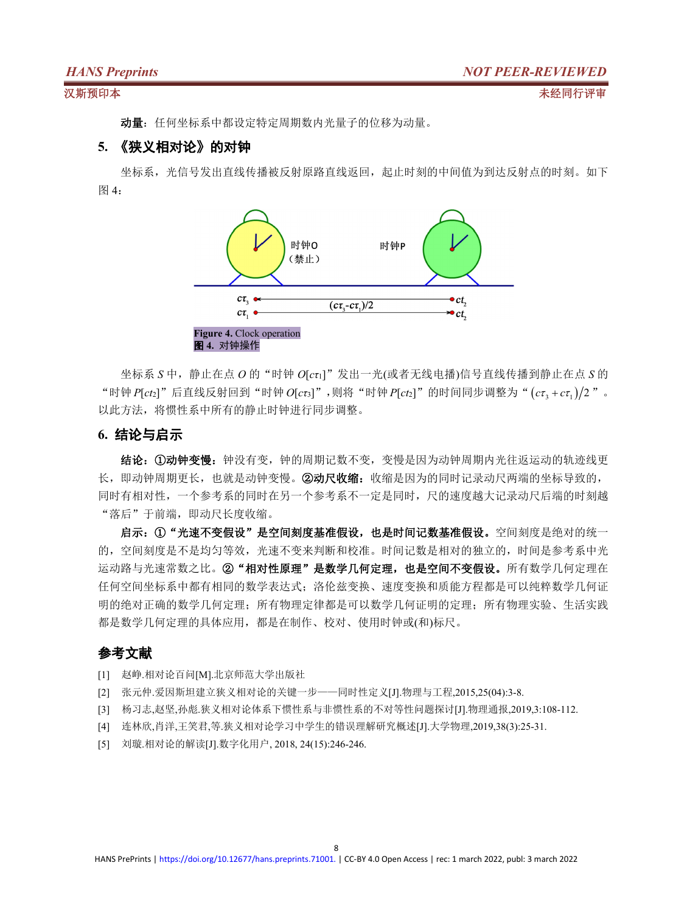**动量**：任何坐标系中都设定特定周期数内光量子的位移为动量。

## 5. 《狭义相对论》的对钟

坐标系，光信号发出直线传播被反射原路直线返回，起止时刻的中间值为到达反射点的时刻。如下图 4：

时钟O
（禁止）
时钟P
$c\tau_3$
$c\tau_1$
$(c\tau_3\text{-}c\tau_1)/2$
$ct_2$
$ct_2$

**Figure 4.** Clock operation
**图 4.** 对钟操作

坐标系 $S$ 中，静止在点 $O$ 的“时钟 $O[c\tau_1]$”发出一光(或者无线电播)信号直线传播到静止在点 $S$ 的“时钟 $P[ct_2]$”后直线反射回到“时钟 $O[c\tau_3]$”，则将“时钟 $P[ct_2]$”的时间同步调整为“$(c\tau_3+c\tau_1)/2$”。以此方法，将惯性系中所有的静止时钟进行同步调整。

## 6. 结论与启示

**结论：①动钟变慢：**钟没有变，钟的周期记数不变，变慢是因为动钟周期内光往返运动的轨迹线更长，即动钟周期更长，也就是动钟变慢。**②动尺收缩：**收缩是因为的同时记录动尺两端的坐标导致的，同时有相对性，一个参考系的同时在另一个参考系不一定是同时，尺的速度越大记录动尺后端的时刻越“落后”于前端，即动尺长度收缩。

**启示：①“光速不变假设”是空间刻度基准假设，也是时间记数基准假设。**空间刻度是绝对的统一的，空间刻度是不是均匀等效，光速不变来判断和校准。时间记数是相对的独立的，时间是参考系中光运动路与光速常数之比。**②“相对性原理”是数学几何定理，也是空间不变假设。**所有数学几何定理在任何空间坐标系中都有相同的数学表达式；洛伦兹变换、速度变换和质能方程都是可以纯粹数学几何证明的绝对正确的数学几何定理；所有物理定律都是可以数学几何证明的定理；所有物理实验、生活实践都是数学几何定理的具体应用，都是在制作、校对、使用时钟或(和)标尺。

## 参考文献

[1] 赵峥.相对论百问[M].北京师范大学出版社

[2] 张元仲.爱因斯坦建立狭义相对论的关键一步——同时性定义[J].物理与工程,2015,25(04):3-8.

[3] 杨习志,赵坚,孙彪.狭义相对论体系下惯性系与非惯性系的不对等性问题探讨[J].物理通报,2019,3:108-112.

[4] 连林欣,肖洋,王笑君,等.狭义相对论学习中学生的错误理解研究概述[J].大学物理,2019,38(3):25-31.

[5] 刘璇.相对论的解读[J].数字化用户, 2018, 24(15):246-246.